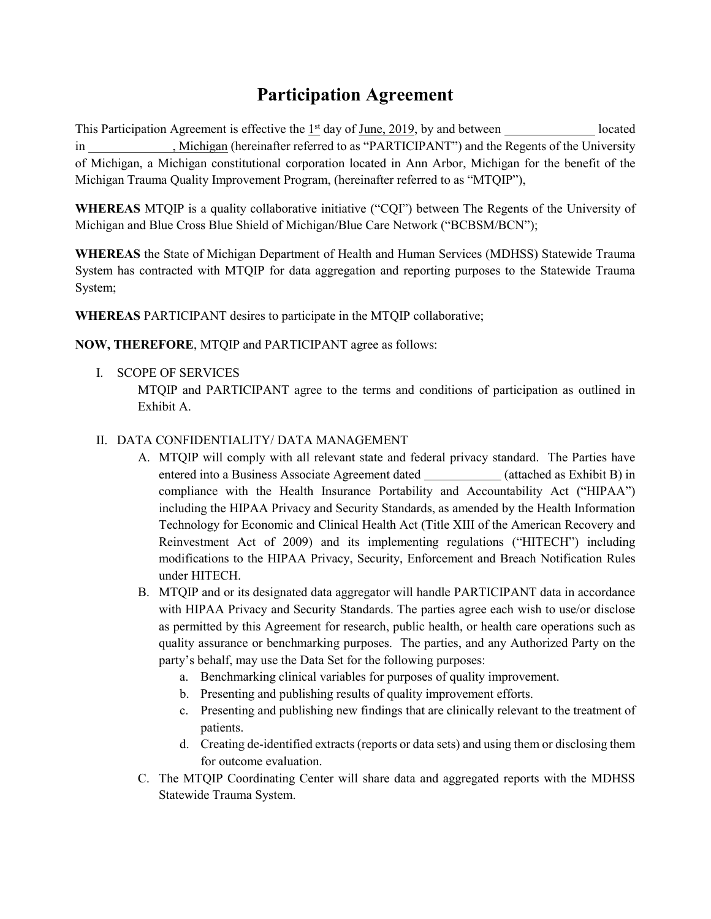# Participation Agreement

This Participation Agreement is effective the 1st day of June, 2019, by and between ______________ located in ______________, Michigan (hereinafter referred to as "PARTICIPANT") and the Regents of the University of Michigan, a Michigan constitutional corporation located in Ann Arbor, Michigan for the benefit of the Michigan Trauma Quality Improvement Program, (hereinafter referred to as "MTQIP"),

**WHEREAS** MTQIP is a quality collaborative initiative ("CQI") between The Regents of the University of Michigan and Blue Cross Blue Shield of Michigan/Blue Care Network ("BCBSM/BCN");

**WHEREAS** the State of Michigan Department of Health and Human Services (MDHSS) Statewide Trauma System has contracted with MTQIP for data aggregation and reporting purposes to the Statewide Trauma System;

**WHEREAS** PARTICIPANT desires to participate in the MTQIP collaborative;

**NOW, THEREFORE**, MTQIP and PARTICIPANT agree as follows:

I. SCOPE OF SERVICES

   MTQIP and PARTICIPANT agree to the terms and conditions of participation as outlined in Exhibit A.

II. DATA CONFIDENTIALITY/ DATA MANAGEMENT

   A. MTQIP will comply with all relevant state and federal privacy standard. The Parties have entered into a Business Associate Agreement dated ____________ (attached as Exhibit B) in compliance with the Health Insurance Portability and Accountability Act ("HIPAA") including the HIPAA Privacy and Security Standards, as amended by the Health Information Technology for Economic and Clinical Health Act (Title XIII of the American Recovery and Reinvestment Act of 2009) and its implementing regulations ("HITECH") including modifications to the HIPAA Privacy, Security, Enforcement and Breach Notification Rules under HITECH.

   B. MTQIP and or its designated data aggregator will handle PARTICIPANT data in accordance with HIPAA Privacy and Security Standards. The parties agree each wish to use/or disclose as permitted by this Agreement for research, public health, or health care operations such as quality assurance or benchmarking purposes. The parties, and any Authorized Party on the party's behalf, may use the Data Set for the following purposes:

      a. Benchmarking clinical variables for purposes of quality improvement.
      b. Presenting and publishing results of quality improvement efforts.
      c. Presenting and publishing new findings that are clinically relevant to the treatment of patients.
      d. Creating de-identified extracts (reports or data sets) and using them or disclosing them for outcome evaluation.

   C. The MTQIP Coordinating Center will share data and aggregated reports with the MDHSS Statewide Trauma System.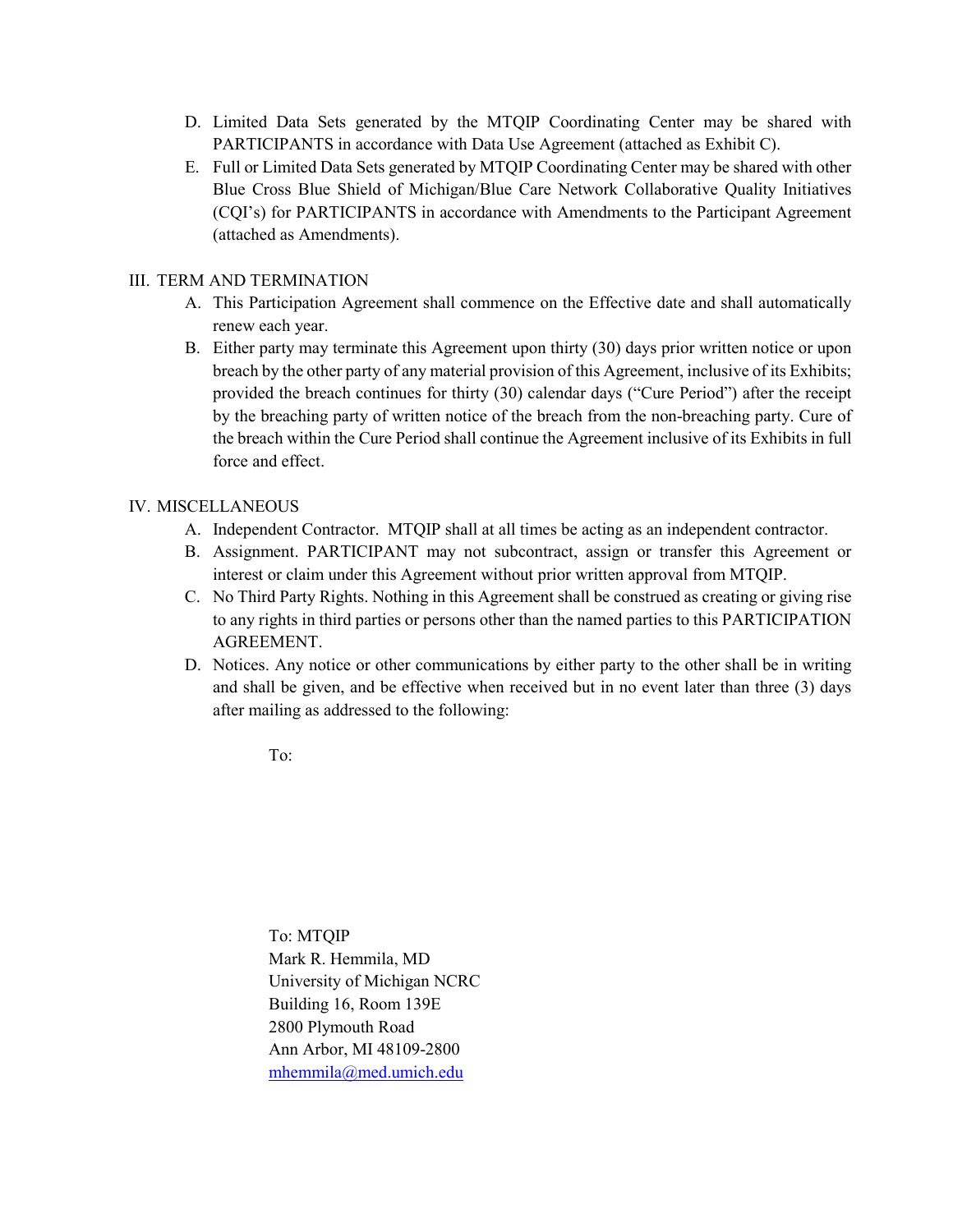D. Limited Data Sets generated by the MTQIP Coordinating Center may be shared with PARTICIPANTS in accordance with Data Use Agreement (attached as Exhibit C).

E. Full or Limited Data Sets generated by MTQIP Coordinating Center may be shared with other Blue Cross Blue Shield of Michigan/Blue Care Network Collaborative Quality Initiatives (CQI's) for PARTICIPANTS in accordance with Amendments to the Participant Agreement (attached as Amendments).

III. TERM AND TERMINATION

A. This Participation Agreement shall commence on the Effective date and shall automatically renew each year.

B. Either party may terminate this Agreement upon thirty (30) days prior written notice or upon breach by the other party of any material provision of this Agreement, inclusive of its Exhibits; provided the breach continues for thirty (30) calendar days ("Cure Period") after the receipt by the breaching party of written notice of the breach from the non-breaching party. Cure of the breach within the Cure Period shall continue the Agreement inclusive of its Exhibits in full force and effect.

IV. MISCELLANEOUS

A. Independent Contractor. MTQIP shall at all times be acting as an independent contractor.

B. Assignment. PARTICIPANT may not subcontract, assign or transfer this Agreement or interest or claim under this Agreement without prior written approval from MTQIP.

C. No Third Party Rights. Nothing in this Agreement shall be construed as creating or giving rise to any rights in third parties or persons other than the named parties to this PARTICIPATION AGREEMENT.

D. Notices. Any notice or other communications by either party to the other shall be in writing and shall be given, and be effective when received but in no event later than three (3) days after mailing as addressed to the following:

To:

To: MTQIP
Mark R. Hemmila, MD
University of Michigan NCRC
Building 16, Room 139E
2800 Plymouth Road
Ann Arbor, MI 48109-2800
mhemmila@med.umich.edu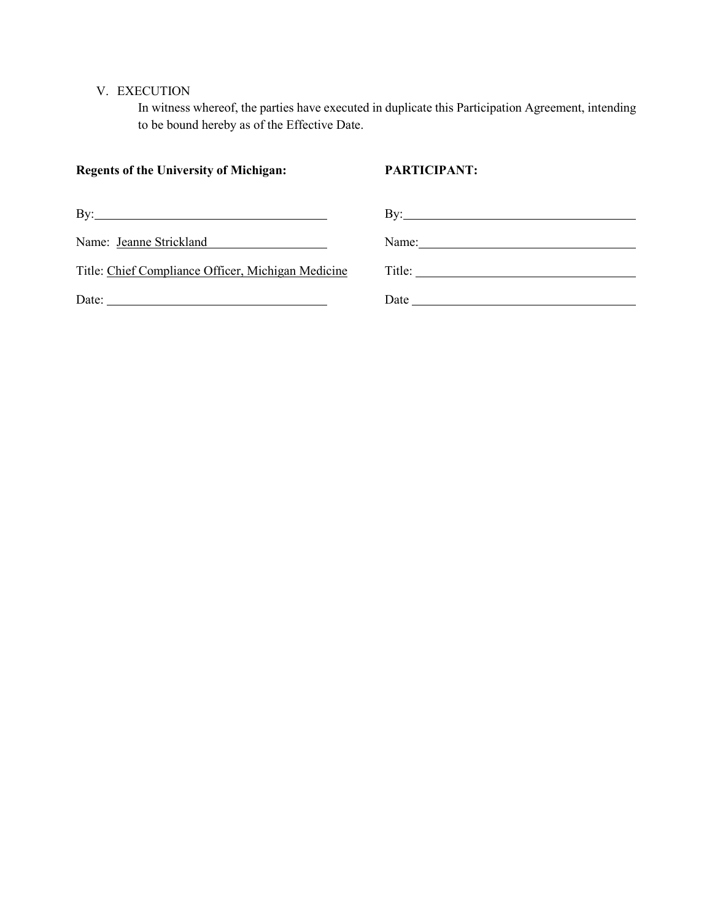V. EXECUTION

In witness whereof, the parties have executed in duplicate this Participation Agreement, intending to be bound hereby as of the Effective Date.

| **Regents of the University of Michigan:** | **PARTICIPANT:** |
| --- | --- |
| By:\_\_\_\_\_\_\_\_\_\_\_\_\_\_\_\_\_\_\_\_\_\_\_\_\_\_\_\_\_\_ | By:\_\_\_\_\_\_\_\_\_\_\_\_\_\_\_\_\_\_\_\_\_\_\_\_\_\_\_\_\_\_ |
| Name: Jeanne Strickland | Name:\_\_\_\_\_\_\_\_\_\_\_\_\_\_\_\_\_\_\_\_\_\_\_\_\_\_\_\_ |
| Title: Chief Compliance Officer, Michigan Medicine | Title: \_\_\_\_\_\_\_\_\_\_\_\_\_\_\_\_\_\_\_\_\_\_\_\_\_\_\_\_ |
| Date: \_\_\_\_\_\_\_\_\_\_\_\_\_\_\_\_\_\_\_\_\_\_\_\_\_\_\_\_ | Date \_\_\_\_\_\_\_\_\_\_\_\_\_\_\_\_\_\_\_\_\_\_\_\_\_\_\_\_ |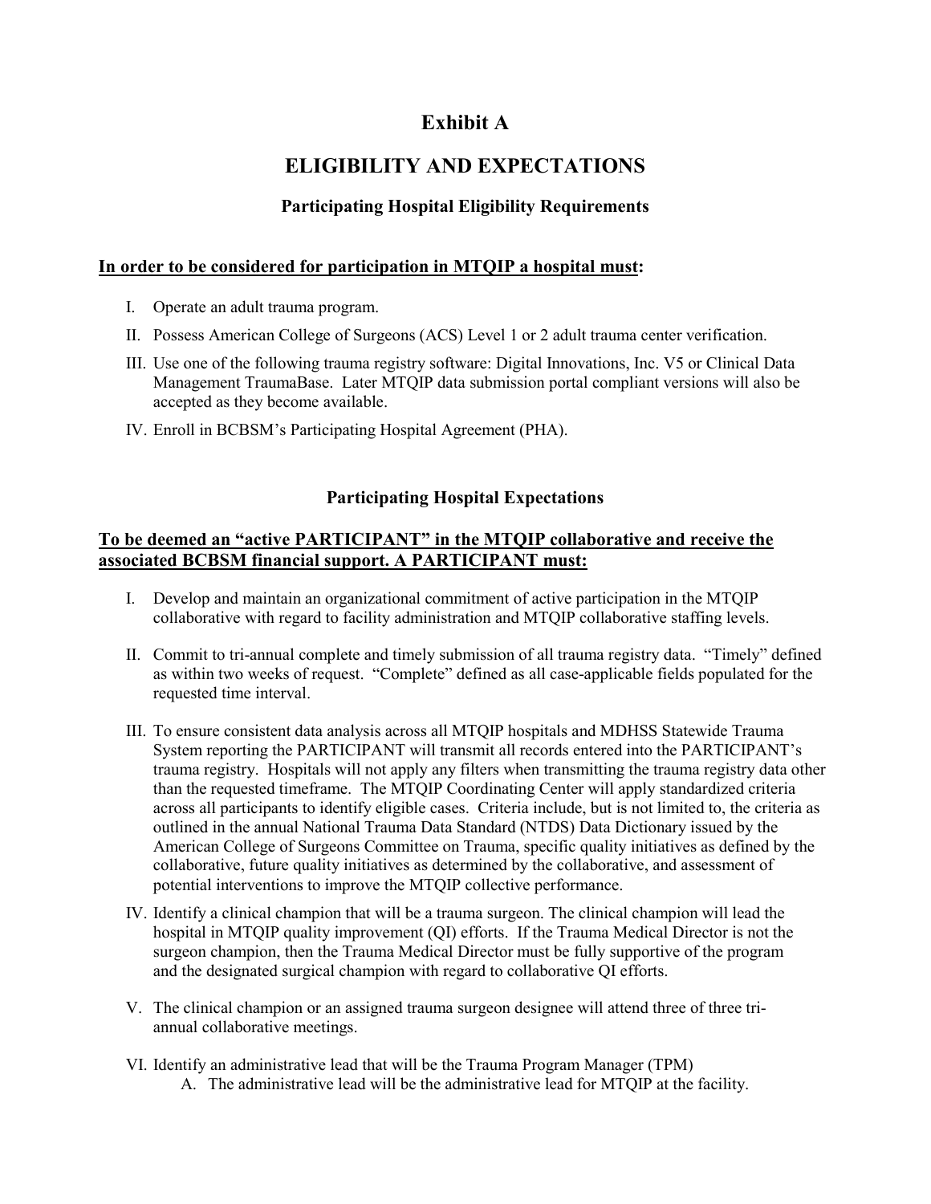# Exhibit A

# ELIGIBILITY AND EXPECTATIONS

### Participating Hospital Eligibility Requirements

**In order to be considered for participation in MTQIP a hospital must:**

I. Operate an adult trauma program.

II. Possess American College of Surgeons (ACS) Level 1 or 2 adult trauma center verification.

III. Use one of the following trauma registry software: Digital Innovations, Inc. V5 or Clinical Data Management TraumaBase. Later MTQIP data submission portal compliant versions will also be accepted as they become available.

IV. Enroll in BCBSM's Participating Hospital Agreement (PHA).

### Participating Hospital Expectations

**To be deemed an "active PARTICIPANT" in the MTQIP collaborative and receive the associated BCBSM financial support. A PARTICIPANT must:**

I. Develop and maintain an organizational commitment of active participation in the MTQIP collaborative with regard to facility administration and MTQIP collaborative staffing levels.

II. Commit to tri-annual complete and timely submission of all trauma registry data. "Timely" defined as within two weeks of request. "Complete" defined as all case-applicable fields populated for the requested time interval.

III. To ensure consistent data analysis across all MTQIP hospitals and MDHSS Statewide Trauma System reporting the PARTICIPANT will transmit all records entered into the PARTICIPANT's trauma registry. Hospitals will not apply any filters when transmitting the trauma registry data other than the requested timeframe. The MTQIP Coordinating Center will apply standardized criteria across all participants to identify eligible cases. Criteria include, but is not limited to, the criteria as outlined in the annual National Trauma Data Standard (NTDS) Data Dictionary issued by the American College of Surgeons Committee on Trauma, specific quality initiatives as defined by the collaborative, future quality initiatives as determined by the collaborative, and assessment of potential interventions to improve the MTQIP collective performance.

IV. Identify a clinical champion that will be a trauma surgeon. The clinical champion will lead the hospital in MTQIP quality improvement (QI) efforts. If the Trauma Medical Director is not the surgeon champion, then the Trauma Medical Director must be fully supportive of the program and the designated surgical champion with regard to collaborative QI efforts.

V. The clinical champion or an assigned trauma surgeon designee will attend three of three tri-annual collaborative meetings.

VI. Identify an administrative lead that will be the Trauma Program Manager (TPM)

   A. The administrative lead will be the administrative lead for MTQIP at the facility.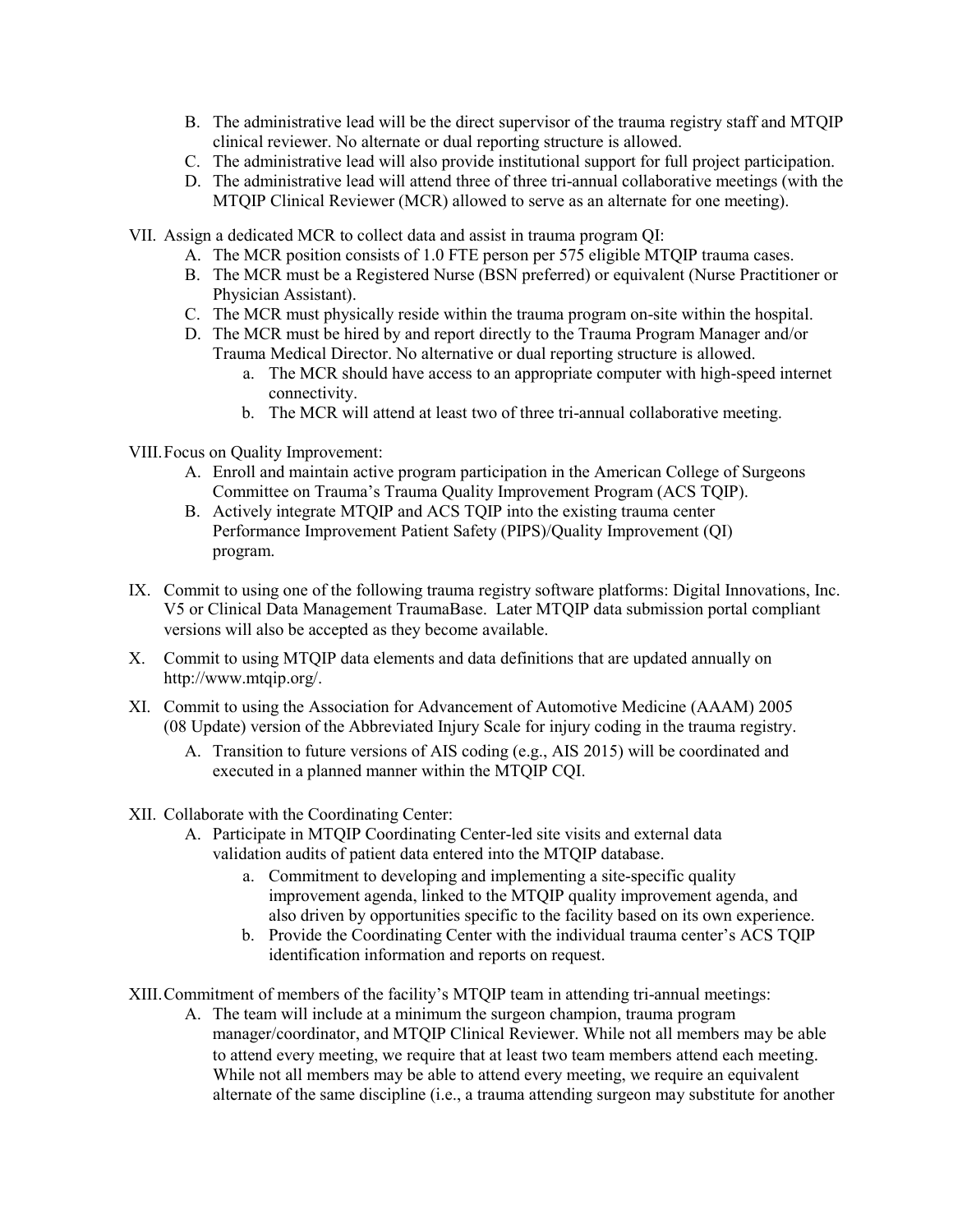B. The administrative lead will be the direct supervisor of the trauma registry staff and MTQIP clinical reviewer. No alternate or dual reporting structure is allowed.

C. The administrative lead will also provide institutional support for full project participation.

D. The administrative lead will attend three of three tri-annual collaborative meetings (with the MTQIP Clinical Reviewer (MCR) allowed to serve as an alternate for one meeting).

VII. Assign a dedicated MCR to collect data and assist in trauma program QI:

A. The MCR position consists of 1.0 FTE person per 575 eligible MTQIP trauma cases.

B. The MCR must be a Registered Nurse (BSN preferred) or equivalent (Nurse Practitioner or Physician Assistant).

C. The MCR must physically reside within the trauma program on-site within the hospital.

D. The MCR must be hired by and report directly to the Trauma Program Manager and/or Trauma Medical Director. No alternative or dual reporting structure is allowed.

a. The MCR should have access to an appropriate computer with high-speed internet connectivity.

b. The MCR will attend at least two of three tri-annual collaborative meeting.

VIII. Focus on Quality Improvement:

A. Enroll and maintain active program participation in the American College of Surgeons Committee on Trauma's Trauma Quality Improvement Program (ACS TQIP).

B. Actively integrate MTQIP and ACS TQIP into the existing trauma center Performance Improvement Patient Safety (PIPS)/Quality Improvement (QI) program.

IX. Commit to using one of the following trauma registry software platforms: Digital Innovations, Inc. V5 or Clinical Data Management TraumaBase. Later MTQIP data submission portal compliant versions will also be accepted as they become available.

X. Commit to using MTQIP data elements and data definitions that are updated annually on http://www.mtqip.org/.

XI. Commit to using the Association for Advancement of Automotive Medicine (AAAM) 2005 (08 Update) version of the Abbreviated Injury Scale for injury coding in the trauma registry.

A. Transition to future versions of AIS coding (e.g., AIS 2015) will be coordinated and executed in a planned manner within the MTQIP CQI.

XII. Collaborate with the Coordinating Center:

A. Participate in MTQIP Coordinating Center-led site visits and external data validation audits of patient data entered into the MTQIP database.

a. Commitment to developing and implementing a site-specific quality improvement agenda, linked to the MTQIP quality improvement agenda, and also driven by opportunities specific to the facility based on its own experience.

b. Provide the Coordinating Center with the individual trauma center's ACS TQIP identification information and reports on request.

XIII. Commitment of members of the facility's MTQIP team in attending tri-annual meetings:

A. The team will include at a minimum the surgeon champion, trauma program manager/coordinator, and MTQIP Clinical Reviewer. While not all members may be able to attend every meeting, we require that at least two team members attend each meeting. While not all members may be able to attend every meeting, we require an equivalent alternate of the same discipline (i.e., a trauma attending surgeon may substitute for another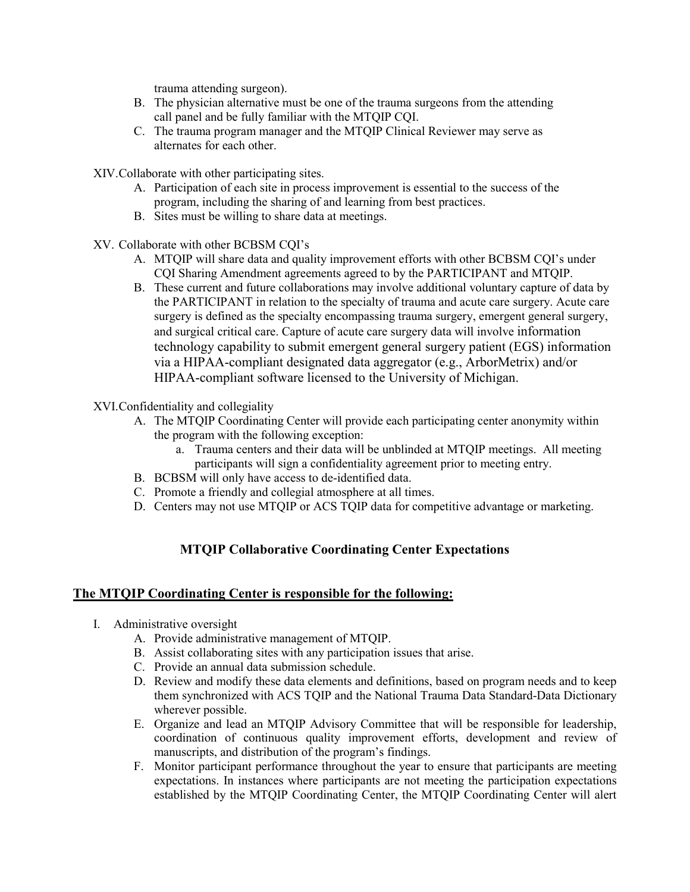trauma attending surgeon).

B. The physician alternative must be one of the trauma surgeons from the attending call panel and be fully familiar with the MTQIP CQI.
C. The trauma program manager and the MTQIP Clinical Reviewer may serve as alternates for each other.

XIV. Collaborate with other participating sites.

A. Participation of each site in process improvement is essential to the success of the program, including the sharing of and learning from best practices.
B. Sites must be willing to share data at meetings.

XV. Collaborate with other BCBSM CQI's

A. MTQIP will share data and quality improvement efforts with other BCBSM CQI's under CQI Sharing Amendment agreements agreed to by the PARTICIPANT and MTQIP.
B. These current and future collaborations may involve additional voluntary capture of data by the PARTICIPANT in relation to the specialty of trauma and acute care surgery. Acute care surgery is defined as the specialty encompassing trauma surgery, emergent general surgery, and surgical critical care. Capture of acute care surgery data will involve information technology capability to submit emergent general surgery patient (EGS) information via a HIPAA-compliant designated data aggregator (e.g., ArborMetrix) and/or HIPAA-compliant software licensed to the University of Michigan.

XVI. Confidentiality and collegiality

A. The MTQIP Coordinating Center will provide each participating center anonymity within the program with the following exception:
   a. Trauma centers and their data will be unblinded at MTQIP meetings. All meeting participants will sign a confidentiality agreement prior to meeting entry.
B. BCBSM will only have access to de-identified data.
C. Promote a friendly and collegial atmosphere at all times.
D. Centers may not use MTQIP or ACS TQIP data for competitive advantage or marketing.

## MTQIP Collaborative Coordinating Center Expectations

### <u>The MTQIP Coordinating Center is responsible for the following:</u>

I. Administrative oversight

A. Provide administrative management of MTQIP.
B. Assist collaborating sites with any participation issues that arise.
C. Provide an annual data submission schedule.
D. Review and modify these data elements and definitions, based on program needs and to keep them synchronized with ACS TQIP and the National Trauma Data Standard-Data Dictionary wherever possible.
E. Organize and lead an MTQIP Advisory Committee that will be responsible for leadership, coordination of continuous quality improvement efforts, development and review of manuscripts, and distribution of the program's findings.
F. Monitor participant performance throughout the year to ensure that participants are meeting expectations. In instances where participants are not meeting the participation expectations established by the MTQIP Coordinating Center, the MTQIP Coordinating Center will alert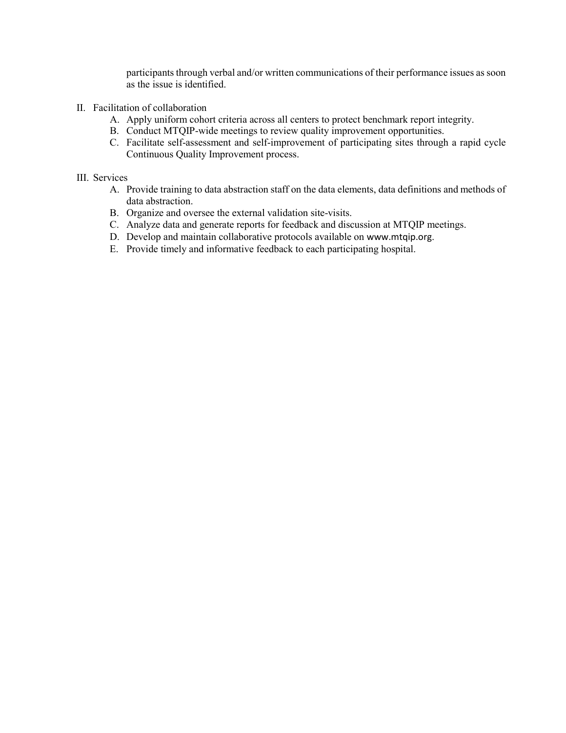participants through verbal and/or written communications of their performance issues as soon as the issue is identified.

II. Facilitation of collaboration
   A. Apply uniform cohort criteria across all centers to protect benchmark report integrity.
   B. Conduct MTQIP-wide meetings to review quality improvement opportunities.
   C. Facilitate self-assessment and self-improvement of participating sites through a rapid cycle Continuous Quality Improvement process.

III. Services
   A. Provide training to data abstraction staff on the data elements, data definitions and methods of data abstraction.
   B. Organize and oversee the external validation site-visits.
   C. Analyze data and generate reports for feedback and discussion at MTQIP meetings.
   D. Develop and maintain collaborative protocols available on www.mtqip.org.
   E. Provide timely and informative feedback to each participating hospital.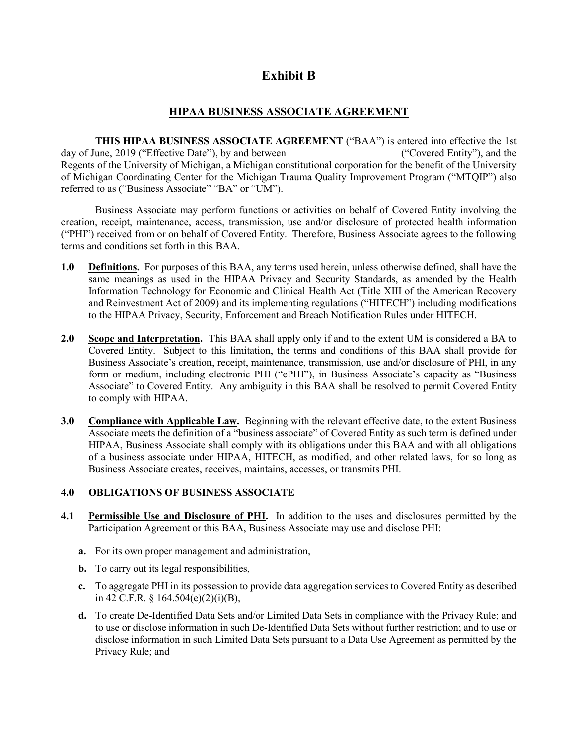# Exhibit B

## HIPAA BUSINESS ASSOCIATE AGREEMENT

**THIS HIPAA BUSINESS ASSOCIATE AGREEMENT** ("BAA") is entered into effective the 1st day of June, 2019 ("Effective Date"), by and between ____________________ ("Covered Entity"), and the Regents of the University of Michigan, a Michigan constitutional corporation for the benefit of the University of Michigan Coordinating Center for the Michigan Trauma Quality Improvement Program ("MTQIP") also referred to as ("Business Associate" "BA" or "UM").

Business Associate may perform functions or activities on behalf of Covered Entity involving the creation, receipt, maintenance, access, transmission, use and/or disclosure of protected health information ("PHI") received from or on behalf of Covered Entity. Therefore, Business Associate agrees to the following terms and conditions set forth in this BAA.

**1.0** **Definitions.** For purposes of this BAA, any terms used herein, unless otherwise defined, shall have the same meanings as used in the HIPAA Privacy and Security Standards, as amended by the Health Information Technology for Economic and Clinical Health Act (Title XIII of the American Recovery and Reinvestment Act of 2009) and its implementing regulations ("HITECH") including modifications to the HIPAA Privacy, Security, Enforcement and Breach Notification Rules under HITECH.

**2.0** **Scope and Interpretation.** This BAA shall apply only if and to the extent UM is considered a BA to Covered Entity. Subject to this limitation, the terms and conditions of this BAA shall provide for Business Associate's creation, receipt, maintenance, transmission, use and/or disclosure of PHI, in any form or medium, including electronic PHI ("ePHI"), in Business Associate's capacity as "Business Associate" to Covered Entity. Any ambiguity in this BAA shall be resolved to permit Covered Entity to comply with HIPAA.

**3.0** **Compliance with Applicable Law.** Beginning with the relevant effective date, to the extent Business Associate meets the definition of a "business associate" of Covered Entity as such term is defined under HIPAA, Business Associate shall comply with its obligations under this BAA and with all obligations of a business associate under HIPAA, HITECH, as modified, and other related laws, for so long as Business Associate creates, receives, maintains, accesses, or transmits PHI.

### 4.0 OBLIGATIONS OF BUSINESS ASSOCIATE

**4.1** **Permissible Use and Disclosure of PHI.** In addition to the uses and disclosures permitted by the Participation Agreement or this BAA, Business Associate may use and disclose PHI:

- **a.** For its own proper management and administration,
- **b.** To carry out its legal responsibilities,
- **c.** To aggregate PHI in its possession to provide data aggregation services to Covered Entity as described in 42 C.F.R. § 164.504(e)(2)(i)(B),
- **d.** To create De-Identified Data Sets and/or Limited Data Sets in compliance with the Privacy Rule; and to use or disclose information in such De-Identified Data Sets without further restriction; and to use or disclose information in such Limited Data Sets pursuant to a Data Use Agreement as permitted by the Privacy Rule; and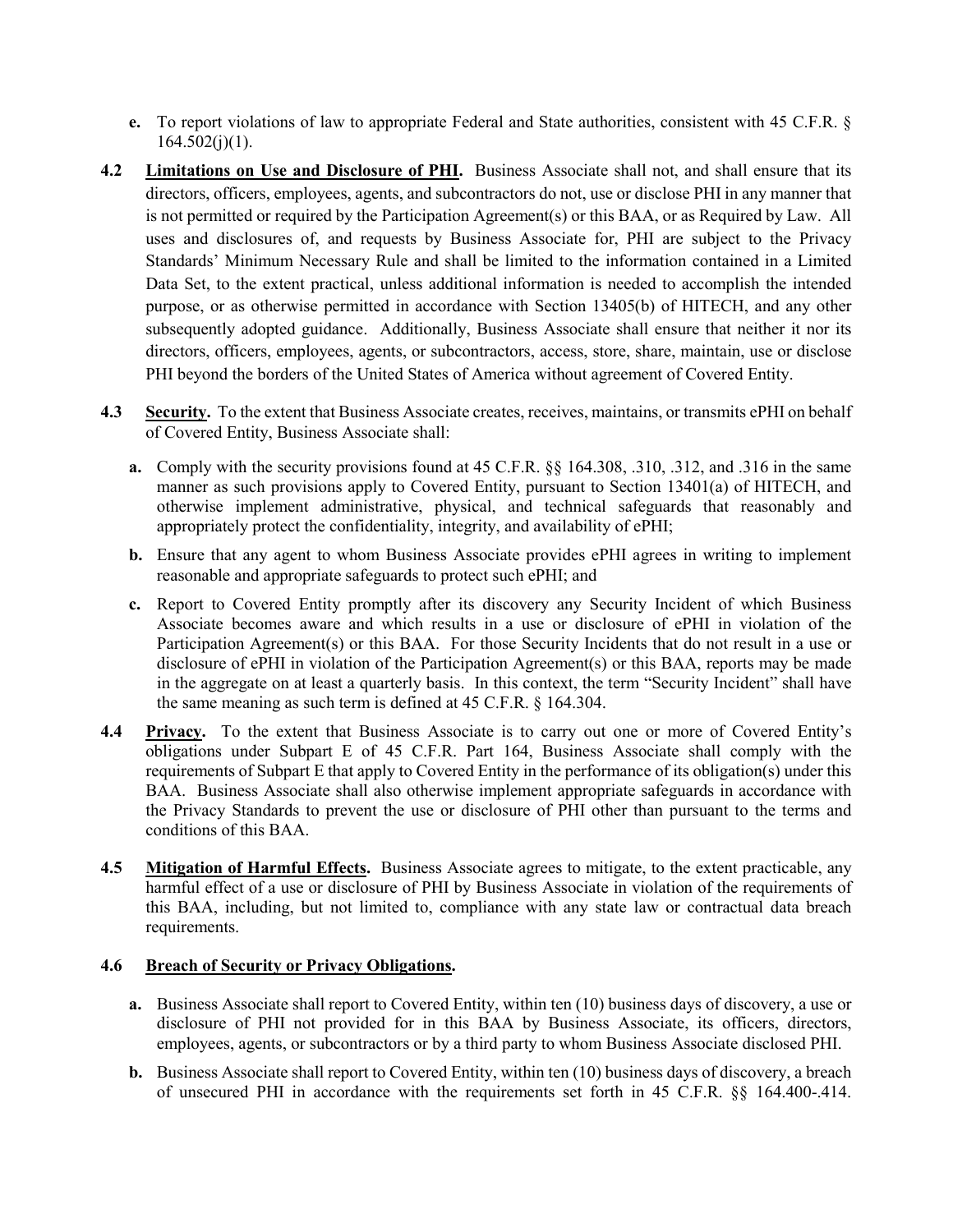**e.** To report violations of law to appropriate Federal and State authorities, consistent with 45 C.F.R. § 164.502(j)(1).

**4.2** **Limitations on Use and Disclosure of PHI.** Business Associate shall not, and shall ensure that its directors, officers, employees, agents, and subcontractors do not, use or disclose PHI in any manner that is not permitted or required by the Participation Agreement(s) or this BAA, or as Required by Law. All uses and disclosures of, and requests by Business Associate for, PHI are subject to the Privacy Standards' Minimum Necessary Rule and shall be limited to the information contained in a Limited Data Set, to the extent practical, unless additional information is needed to accomplish the intended purpose, or as otherwise permitted in accordance with Section 13405(b) of HITECH, and any other subsequently adopted guidance. Additionally, Business Associate shall ensure that neither it nor its directors, officers, employees, agents, or subcontractors, access, store, share, maintain, use or disclose PHI beyond the borders of the United States of America without agreement of Covered Entity.

**4.3** **Security.** To the extent that Business Associate creates, receives, maintains, or transmits ePHI on behalf of Covered Entity, Business Associate shall:

**a.** Comply with the security provisions found at 45 C.F.R. §§ 164.308, .310, .312, and .316 in the same manner as such provisions apply to Covered Entity, pursuant to Section 13401(a) of HITECH, and otherwise implement administrative, physical, and technical safeguards that reasonably and appropriately protect the confidentiality, integrity, and availability of ePHI;

**b.** Ensure that any agent to whom Business Associate provides ePHI agrees in writing to implement reasonable and appropriate safeguards to protect such ePHI; and

**c.** Report to Covered Entity promptly after its discovery any Security Incident of which Business Associate becomes aware and which results in a use or disclosure of ePHI in violation of the Participation Agreement(s) or this BAA. For those Security Incidents that do not result in a use or disclosure of ePHI in violation of the Participation Agreement(s) or this BAA, reports may be made in the aggregate on at least a quarterly basis. In this context, the term "Security Incident" shall have the same meaning as such term is defined at 45 C.F.R. § 164.304.

**4.4** **Privacy.** To the extent that Business Associate is to carry out one or more of Covered Entity's obligations under Subpart E of 45 C.F.R. Part 164, Business Associate shall comply with the requirements of Subpart E that apply to Covered Entity in the performance of its obligation(s) under this BAA. Business Associate shall also otherwise implement appropriate safeguards in accordance with the Privacy Standards to prevent the use or disclosure of PHI other than pursuant to the terms and conditions of this BAA.

**4.5** **Mitigation of Harmful Effects.** Business Associate agrees to mitigate, to the extent practicable, any harmful effect of a use or disclosure of PHI by Business Associate in violation of the requirements of this BAA, including, but not limited to, compliance with any state law or contractual data breach requirements.

**4.6** **Breach of Security or Privacy Obligations.**

**a.** Business Associate shall report to Covered Entity, within ten (10) business days of discovery, a use or disclosure of PHI not provided for in this BAA by Business Associate, its officers, directors, employees, agents, or subcontractors or by a third party to whom Business Associate disclosed PHI.

**b.** Business Associate shall report to Covered Entity, within ten (10) business days of discovery, a breach of unsecured PHI in accordance with the requirements set forth in 45 C.F.R. §§ 164.400-.414.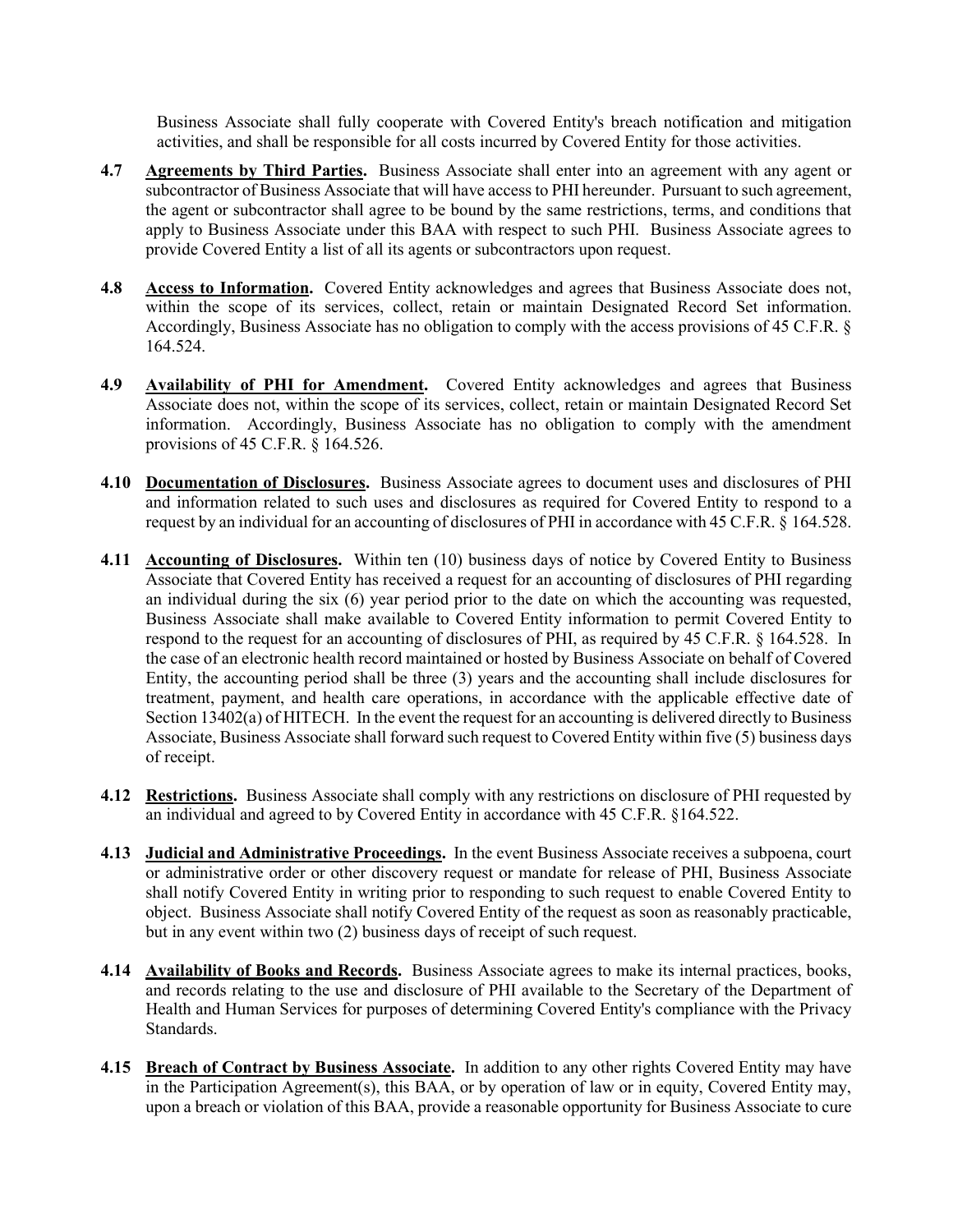Business Associate shall fully cooperate with Covered Entity's breach notification and mitigation activities, and shall be responsible for all costs incurred by Covered Entity for those activities.

**4.7** **Agreements by Third Parties.** Business Associate shall enter into an agreement with any agent or subcontractor of Business Associate that will have access to PHI hereunder. Pursuant to such agreement, the agent or subcontractor shall agree to be bound by the same restrictions, terms, and conditions that apply to Business Associate under this BAA with respect to such PHI. Business Associate agrees to provide Covered Entity a list of all its agents or subcontractors upon request.

**4.8** **Access to Information.** Covered Entity acknowledges and agrees that Business Associate does not, within the scope of its services, collect, retain or maintain Designated Record Set information. Accordingly, Business Associate has no obligation to comply with the access provisions of 45 C.F.R. § 164.524.

**4.9** **Availability of PHI for Amendment.** Covered Entity acknowledges and agrees that Business Associate does not, within the scope of its services, collect, retain or maintain Designated Record Set information. Accordingly, Business Associate has no obligation to comply with the amendment provisions of 45 C.F.R. § 164.526.

**4.10** **Documentation of Disclosures.** Business Associate agrees to document uses and disclosures of PHI and information related to such uses and disclosures as required for Covered Entity to respond to a request by an individual for an accounting of disclosures of PHI in accordance with 45 C.F.R. § 164.528.

**4.11** **Accounting of Disclosures.** Within ten (10) business days of notice by Covered Entity to Business Associate that Covered Entity has received a request for an accounting of disclosures of PHI regarding an individual during the six (6) year period prior to the date on which the accounting was requested, Business Associate shall make available to Covered Entity information to permit Covered Entity to respond to the request for an accounting of disclosures of PHI, as required by 45 C.F.R. § 164.528. In the case of an electronic health record maintained or hosted by Business Associate on behalf of Covered Entity, the accounting period shall be three (3) years and the accounting shall include disclosures for treatment, payment, and health care operations, in accordance with the applicable effective date of Section 13402(a) of HITECH. In the event the request for an accounting is delivered directly to Business Associate, Business Associate shall forward such request to Covered Entity within five (5) business days of receipt.

**4.12** **Restrictions.** Business Associate shall comply with any restrictions on disclosure of PHI requested by an individual and agreed to by Covered Entity in accordance with 45 C.F.R. §164.522.

**4.13** **Judicial and Administrative Proceedings.** In the event Business Associate receives a subpoena, court or administrative order or other discovery request or mandate for release of PHI, Business Associate shall notify Covered Entity in writing prior to responding to such request to enable Covered Entity to object. Business Associate shall notify Covered Entity of the request as soon as reasonably practicable, but in any event within two (2) business days of receipt of such request.

**4.14** **Availability of Books and Records.** Business Associate agrees to make its internal practices, books, and records relating to the use and disclosure of PHI available to the Secretary of the Department of Health and Human Services for purposes of determining Covered Entity's compliance with the Privacy Standards.

**4.15** **Breach of Contract by Business Associate.** In addition to any other rights Covered Entity may have in the Participation Agreement(s), this BAA, or by operation of law or in equity, Covered Entity may, upon a breach or violation of this BAA, provide a reasonable opportunity for Business Associate to cure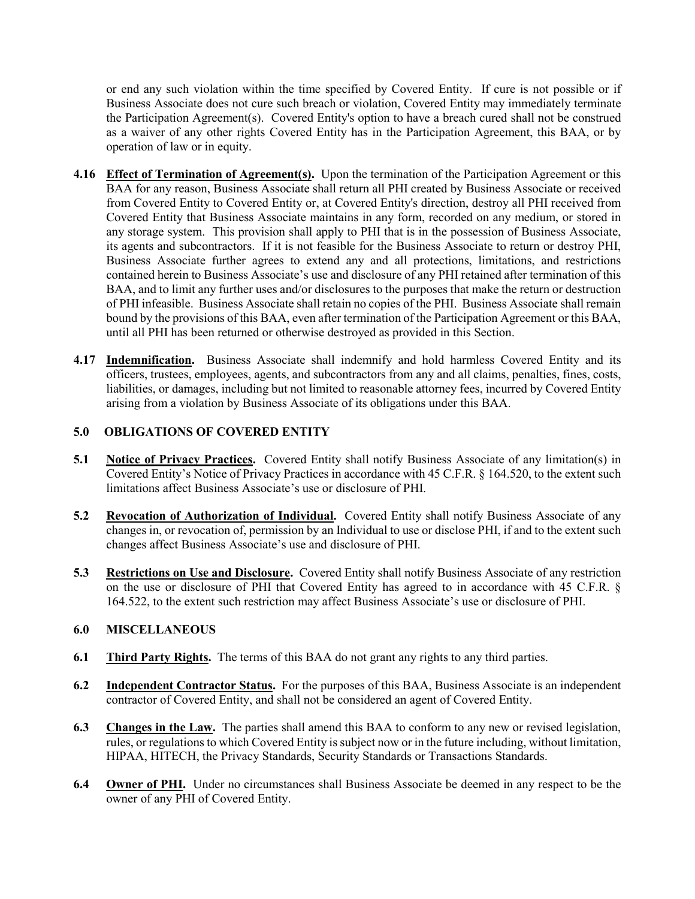or end any such violation within the time specified by Covered Entity. If cure is not possible or if Business Associate does not cure such breach or violation, Covered Entity may immediately terminate the Participation Agreement(s). Covered Entity's option to have a breach cured shall not be construed as a waiver of any other rights Covered Entity has in the Participation Agreement, this BAA, or by operation of law or in equity.

**4.16 Effect of Termination of Agreement(s).** Upon the termination of the Participation Agreement or this BAA for any reason, Business Associate shall return all PHI created by Business Associate or received from Covered Entity to Covered Entity or, at Covered Entity's direction, destroy all PHI received from Covered Entity that Business Associate maintains in any form, recorded on any medium, or stored in any storage system. This provision shall apply to PHI that is in the possession of Business Associate, its agents and subcontractors. If it is not feasible for the Business Associate to return or destroy PHI, Business Associate further agrees to extend any and all protections, limitations, and restrictions contained herein to Business Associate's use and disclosure of any PHI retained after termination of this BAA, and to limit any further uses and/or disclosures to the purposes that make the return or destruction of PHI infeasible. Business Associate shall retain no copies of the PHI. Business Associate shall remain bound by the provisions of this BAA, even after termination of the Participation Agreement or this BAA, until all PHI has been returned or otherwise destroyed as provided in this Section.

**4.17 Indemnification.** Business Associate shall indemnify and hold harmless Covered Entity and its officers, trustees, employees, agents, and subcontractors from any and all claims, penalties, fines, costs, liabilities, or damages, including but not limited to reasonable attorney fees, incurred by Covered Entity arising from a violation by Business Associate of its obligations under this BAA.

## 5.0 OBLIGATIONS OF COVERED ENTITY

**5.1 Notice of Privacy Practices.** Covered Entity shall notify Business Associate of any limitation(s) in Covered Entity's Notice of Privacy Practices in accordance with 45 C.F.R. § 164.520, to the extent such limitations affect Business Associate's use or disclosure of PHI.

**5.2 Revocation of Authorization of Individual.** Covered Entity shall notify Business Associate of any changes in, or revocation of, permission by an Individual to use or disclose PHI, if and to the extent such changes affect Business Associate's use and disclosure of PHI.

**5.3 Restrictions on Use and Disclosure.** Covered Entity shall notify Business Associate of any restriction on the use or disclosure of PHI that Covered Entity has agreed to in accordance with 45 C.F.R. § 164.522, to the extent such restriction may affect Business Associate's use or disclosure of PHI.

## 6.0 MISCELLANEOUS

**6.1 Third Party Rights.** The terms of this BAA do not grant any rights to any third parties.

**6.2 Independent Contractor Status.** For the purposes of this BAA, Business Associate is an independent contractor of Covered Entity, and shall not be considered an agent of Covered Entity.

**6.3 Changes in the Law.** The parties shall amend this BAA to conform to any new or revised legislation, rules, or regulations to which Covered Entity is subject now or in the future including, without limitation, HIPAA, HITECH, the Privacy Standards, Security Standards or Transactions Standards.

**6.4 Owner of PHI.** Under no circumstances shall Business Associate be deemed in any respect to be the owner of any PHI of Covered Entity.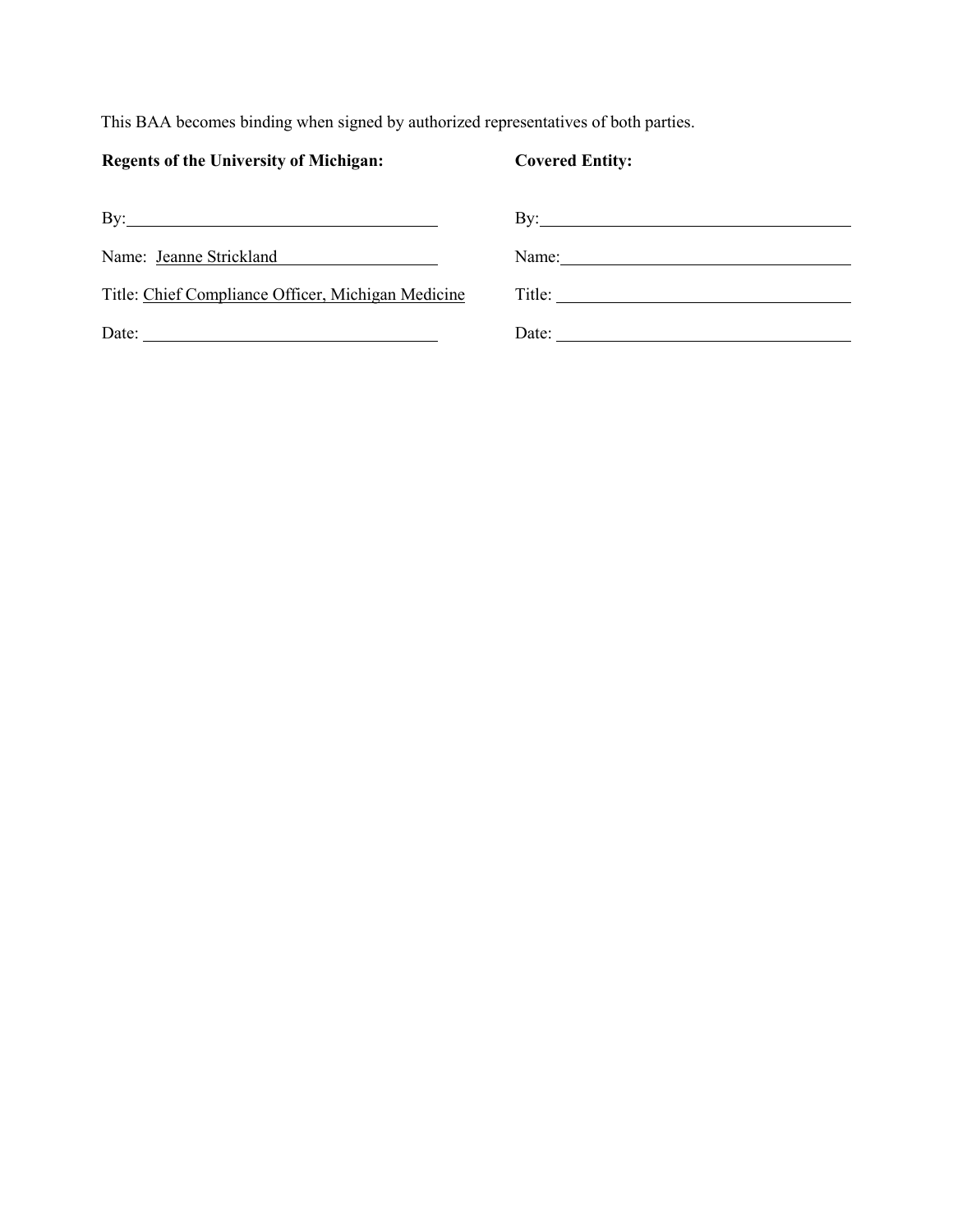This BAA becomes binding when signed by authorized representatives of both parties.

| **Regents of the University of Michigan:** | **Covered Entity:** |
| --- | --- |
| By: ____________________ | By: ____________________ |
| Name: Jeanne Strickland | Name: ____________________ |
| Title: Chief Compliance Officer, Michigan Medicine | Title: ____________________ |
| Date: ____________________ | Date: ____________________ |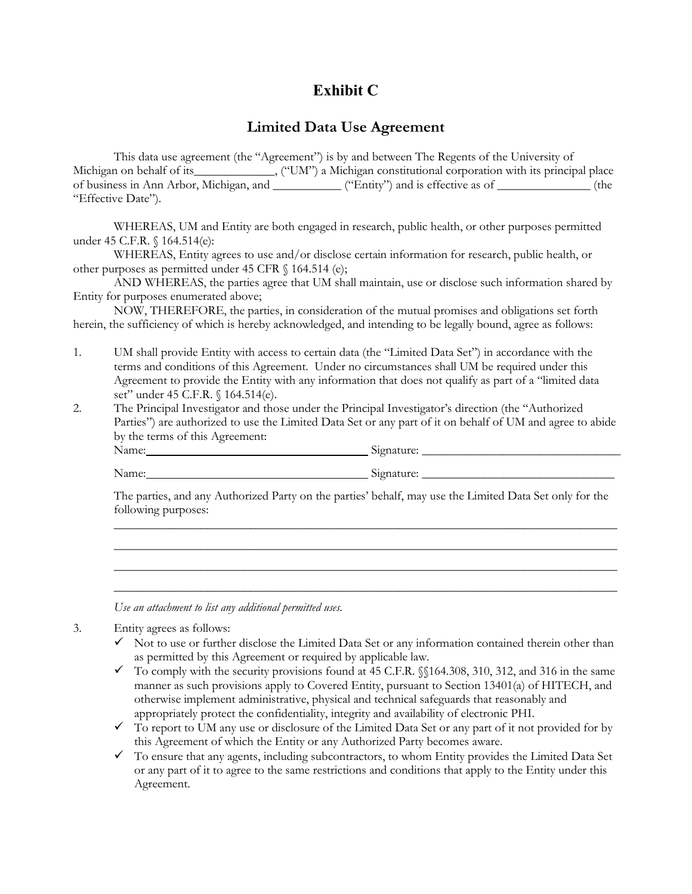# Exhibit C

## Limited Data Use Agreement

This data use agreement (the "Agreement") is by and between The Regents of the University of Michigan on behalf of its_____________, ("UM") a Michigan constitutional corporation with its principal place of business in Ann Arbor, Michigan, and ___________ ("Entity") and is effective as of _______________ (the "Effective Date").

WHEREAS, UM and Entity are both engaged in research, public health, or other purposes permitted under 45 C.F.R. § 164.514(e):

WHEREAS, Entity agrees to use and/or disclose certain information for research, public health, or other purposes as permitted under 45 CFR § 164.514 (e);

AND WHEREAS, the parties agree that UM shall maintain, use or disclose such information shared by Entity for purposes enumerated above;

NOW, THEREFORE, the parties, in consideration of the mutual promises and obligations set forth herein, the sufficiency of which is hereby acknowledged, and intending to be legally bound, agree as follows:

1. UM shall provide Entity with access to certain data (the "Limited Data Set") in accordance with the terms and conditions of this Agreement. Under no circumstances shall UM be required under this Agreement to provide the Entity with any information that does not qualify as part of a "limited data set" under 45 C.F.R. § 164.514(e).
2. The Principal Investigator and those under the Principal Investigator's direction (the "Authorized Parties") are authorized to use the Limited Data Set or any part of it on behalf of UM and agree to abide by the terms of this Agreement:

   Name:______________________________________ Signature: ________________________________

   Name:____________________________________ Signature: _______________________________

   The parties, and any Authorized Party on the parties' behalf, may use the Limited Data Set only for the following purposes:

   ________________________________________________________________________________

   ________________________________________________________________________________

   ________________________________________________________________________________

   ________________________________________________________________________________

   *Use an attachment to list any additional permitted uses.*

3. Entity agrees as follows:
   - ✓ Not to use or further disclose the Limited Data Set or any information contained therein other than as permitted by this Agreement or required by applicable law.
   - ✓ To comply with the security provisions found at 45 C.F.R. §§164.308, 310, 312, and 316 in the same manner as such provisions apply to Covered Entity, pursuant to Section 13401(a) of HITECH, and otherwise implement administrative, physical and technical safeguards that reasonably and appropriately protect the confidentiality, integrity and availability of electronic PHI.
   - ✓ To report to UM any use or disclosure of the Limited Data Set or any part of it not provided for by this Agreement of which the Entity or any Authorized Party becomes aware.
   - ✓ To ensure that any agents, including subcontractors, to whom Entity provides the Limited Data Set or any part of it to agree to the same restrictions and conditions that apply to the Entity under this Agreement.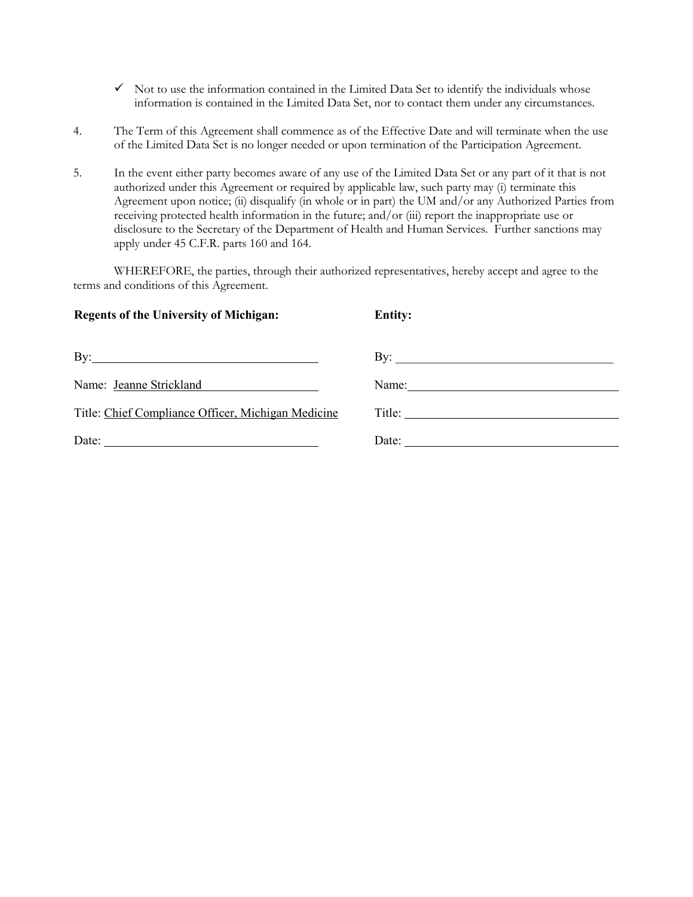- ✓ Not to use the information contained in the Limited Data Set to identify the individuals whose information is contained in the Limited Data Set, nor to contact them under any circumstances.

4. The Term of this Agreement shall commence as of the Effective Date and will terminate when the use of the Limited Data Set is no longer needed or upon termination of the Participation Agreement.

5. In the event either party becomes aware of any use of the Limited Data Set or any part of it that is not authorized under this Agreement or required by applicable law, such party may (i) terminate this Agreement upon notice; (ii) disqualify (in whole or in part) the UM and/or any Authorized Parties from receiving protected health information in the future; and/or (iii) report the inappropriate use or disclosure to the Secretary of the Department of Health and Human Services. Further sanctions may apply under 45 C.F.R. parts 160 and 164.

WHEREFORE, the parties, through their authorized representatives, hereby accept and agree to the terms and conditions of this Agreement.

| **Regents of the University of Michigan:** | **Entity:** |
|---|---|
| By: ______________________________ | By: ______________________________ |
| Name: Jeanne Strickland | Name: ______________________________ |
| Title: Chief Compliance Officer, Michigan Medicine | Title: ______________________________ |
| Date: ______________________________ | Date: ______________________________ |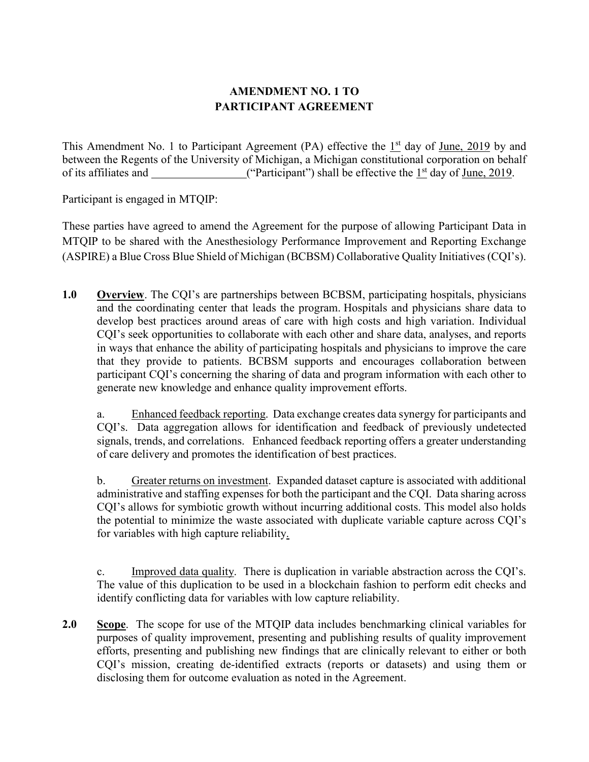# AMENDMENT NO. 1 TO PARTICIPANT AGREEMENT

This Amendment No. 1 to Participant Agreement (PA) effective the 1st day of June, 2019 by and between the Regents of the University of Michigan, a Michigan constitutional corporation on behalf of its affiliates and \_\_\_\_\_\_\_\_\_\_\_\_\_\_\_\_\_("Participant") shall be effective the 1st day of June, 2019.

Participant is engaged in MTQIP:

These parties have agreed to amend the Agreement for the purpose of allowing Participant Data in MTQIP to be shared with the Anesthesiology Performance Improvement and Reporting Exchange (ASPIRE) a Blue Cross Blue Shield of Michigan (BCBSM) Collaborative Quality Initiatives (CQI's).

**1.0** **Overview**. The CQI's are partnerships between BCBSM, participating hospitals, physicians and the coordinating center that leads the program. Hospitals and physicians share data to develop best practices around areas of care with high costs and high variation. Individual CQI's seek opportunities to collaborate with each other and share data, analyses, and reports in ways that enhance the ability of participating hospitals and physicians to improve the care that they provide to patients. BCBSM supports and encourages collaboration between participant CQI's concerning the sharing of data and program information with each other to generate new knowledge and enhance quality improvement efforts.

a. Enhanced feedback reporting. Data exchange creates data synergy for participants and CQI's. Data aggregation allows for identification and feedback of previously undetected signals, trends, and correlations. Enhanced feedback reporting offers a greater understanding of care delivery and promotes the identification of best practices.

b. Greater returns on investment. Expanded dataset capture is associated with additional administrative and staffing expenses for both the participant and the CQI. Data sharing across CQI's allows for symbiotic growth without incurring additional costs. This model also holds the potential to minimize the waste associated with duplicate variable capture across CQI's for variables with high capture reliability.

c. Improved data quality. There is duplication in variable abstraction across the CQI's. The value of this duplication to be used in a blockchain fashion to perform edit checks and identify conflicting data for variables with low capture reliability.

**2.0** **Scope**. The scope for use of the MTQIP data includes benchmarking clinical variables for purposes of quality improvement, presenting and publishing results of quality improvement efforts, presenting and publishing new findings that are clinically relevant to either or both CQI's mission, creating de-identified extracts (reports or datasets) and using them or disclosing them for outcome evaluation as noted in the Agreement.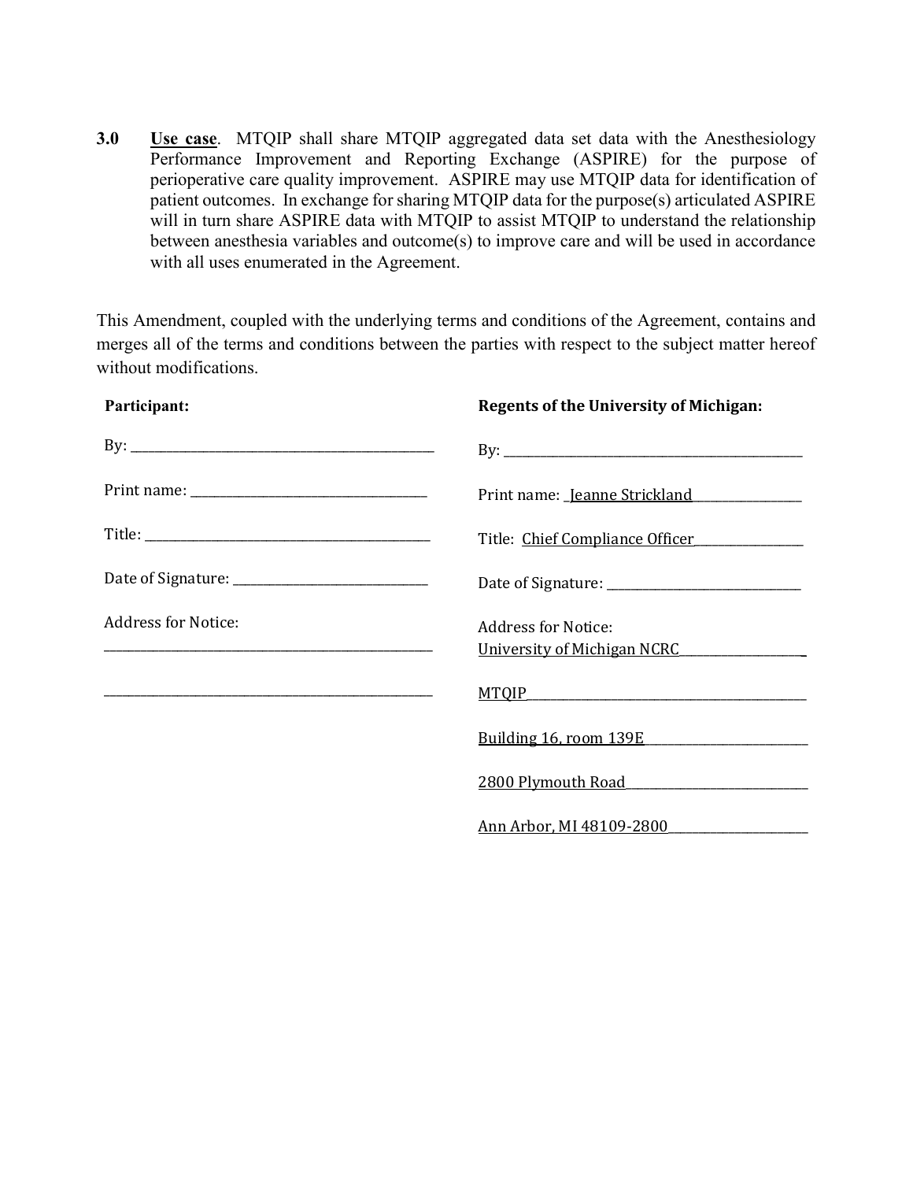**3.0** **Use case**. MTQIP shall share MTQIP aggregated data set data with the Anesthesiology Performance Improvement and Reporting Exchange (ASPIRE) for the purpose of perioperative care quality improvement. ASPIRE may use MTQIP data for identification of patient outcomes. In exchange for sharing MTQIP data for the purpose(s) articulated ASPIRE will in turn share ASPIRE data with MTQIP to assist MTQIP to understand the relationship between anesthesia variables and outcome(s) to improve care and will be used in accordance with all uses enumerated in the Agreement.

This Amendment, coupled with the underlying terms and conditions of the Agreement, contains and merges all of the terms and conditions between the parties with respect to the subject matter hereof without modifications.

| **Participant:** | **Regents of the University of Michigan:** |
|---|---|
| By: ______________________ | By: ______________________ |
| Print name: ______________________ | Print name: Jeanne Strickland |
| Title: ______________________ | Title: Chief Compliance Officer |
| Date of Signature: ______________________ | Date of Signature: ______________________ |
| Address for Notice: | Address for Notice: |
| ______________________ | University of Michigan NCRC |
| ______________________ | MTQIP |
| | Building 16, room 139E |
| | 2800 Plymouth Road |
| | Ann Arbor, MI 48109-2800 |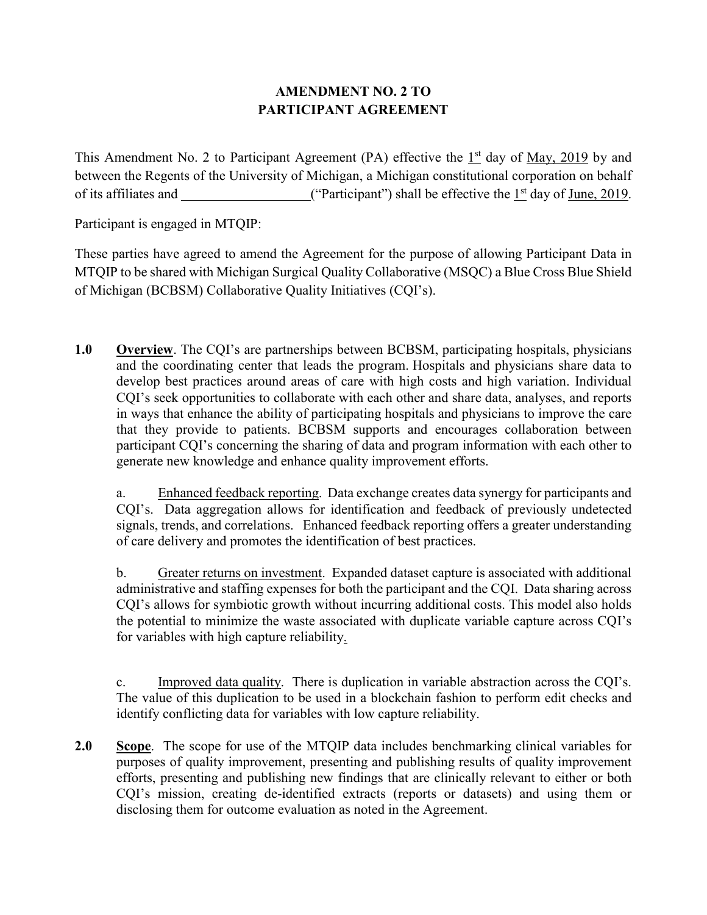**AMENDMENT NO. 2 TO**
**PARTICIPANT AGREEMENT**

This Amendment No. 2 to Participant Agreement (PA) effective the 1st day of May, 2019 by and between the Regents of the University of Michigan, a Michigan constitutional corporation on behalf of its affiliates and ____________________("Participant") shall be effective the 1st day of June, 2019.

Participant is engaged in MTQIP:

These parties have agreed to amend the Agreement for the purpose of allowing Participant Data in MTQIP to be shared with Michigan Surgical Quality Collaborative (MSQC) a Blue Cross Blue Shield of Michigan (BCBSM) Collaborative Quality Initiatives (CQI's).

**1.0** **Overview**. The CQI's are partnerships between BCBSM, participating hospitals, physicians and the coordinating center that leads the program. Hospitals and physicians share data to develop best practices around areas of care with high costs and high variation. Individual CQI's seek opportunities to collaborate with each other and share data, analyses, and reports in ways that enhance the ability of participating hospitals and physicians to improve the care that they provide to patients. BCBSM supports and encourages collaboration between participant CQI's concerning the sharing of data and program information with each other to generate new knowledge and enhance quality improvement efforts.

a. Enhanced feedback reporting. Data exchange creates data synergy for participants and CQI's. Data aggregation allows for identification and feedback of previously undetected signals, trends, and correlations. Enhanced feedback reporting offers a greater understanding of care delivery and promotes the identification of best practices.

b. Greater returns on investment. Expanded dataset capture is associated with additional administrative and staffing expenses for both the participant and the CQI. Data sharing across CQI's allows for symbiotic growth without incurring additional costs. This model also holds the potential to minimize the waste associated with duplicate variable capture across CQI's for variables with high capture reliability.

c. Improved data quality. There is duplication in variable abstraction across the CQI's. The value of this duplication to be used in a blockchain fashion to perform edit checks and identify conflicting data for variables with low capture reliability.

**2.0** **Scope**. The scope for use of the MTQIP data includes benchmarking clinical variables for purposes of quality improvement, presenting and publishing results of quality improvement efforts, presenting and publishing new findings that are clinically relevant to either or both CQI's mission, creating de-identified extracts (reports or datasets) and using them or disclosing them for outcome evaluation as noted in the Agreement.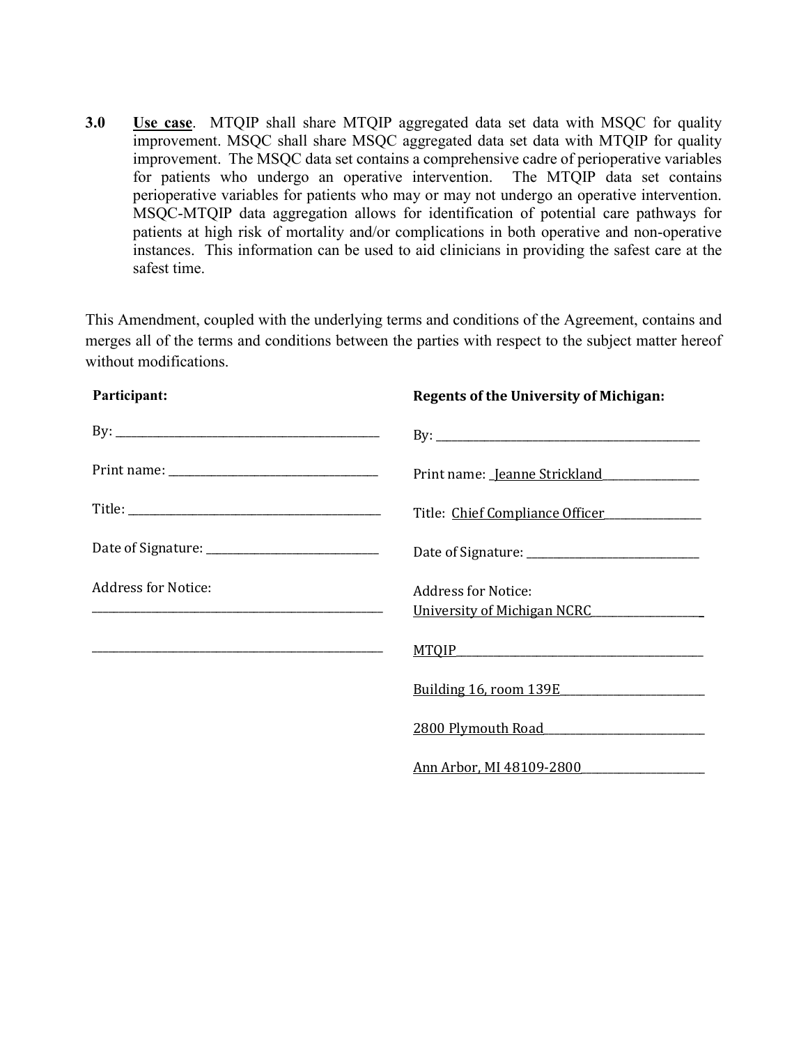**3.0** **Use case**. MTQIP shall share MTQIP aggregated data set data with MSQC for quality improvement. MSQC shall share MSQC aggregated data set data with MTQIP for quality improvement. The MSQC data set contains a comprehensive cadre of perioperative variables for patients who undergo an operative intervention. The MTQIP data set contains perioperative variables for patients who may or may not undergo an operative intervention. MSQC-MTQIP data aggregation allows for identification of potential care pathways for patients at high risk of mortality and/or complications in both operative and non-operative instances. This information can be used to aid clinicians in providing the safest care at the safest time.

This Amendment, coupled with the underlying terms and conditions of the Agreement, contains and merges all of the terms and conditions between the parties with respect to the subject matter hereof without modifications.

| **Participant:** | **Regents of the University of Michigan:** |
|---|---|
| By: ____________________ | By: ____________________ |
| Print name: ____________________ | Print name: Jeanne Strickland |
| Title: ____________________ | Title: Chief Compliance Officer |
| Date of Signature: ____________________ | Date of Signature: ____________________ |
| Address for Notice: | Address for Notice: |
| ____________________ | University of Michigan NCRC |
| ____________________ | MTQIP |
| | Building 16, room 139E |
| | 2800 Plymouth Road |
| | Ann Arbor, MI 48109-2800 |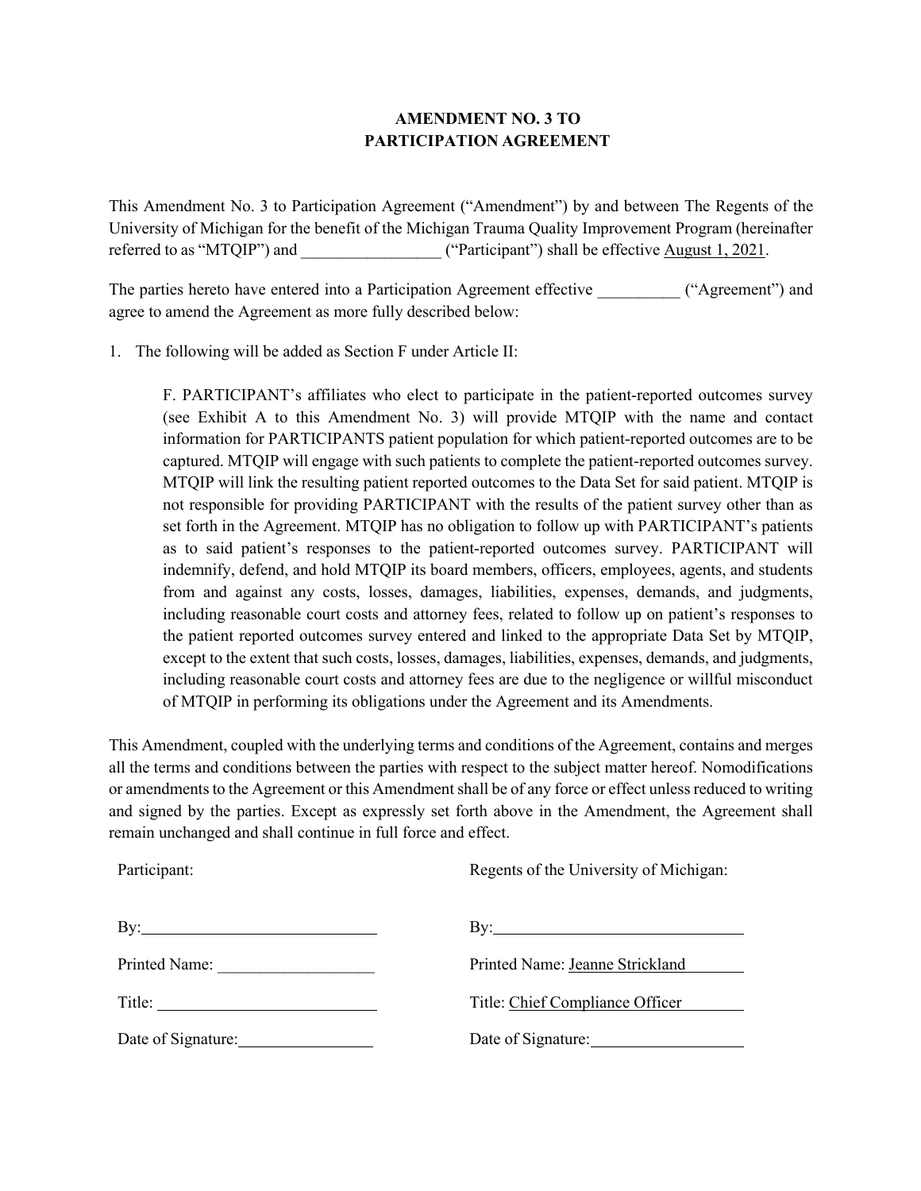**AMENDMENT NO. 3 TO**
**PARTICIPATION AGREEMENT**

This Amendment No. 3 to Participation Agreement ("Amendment") by and between The Regents of the University of Michigan for the benefit of the Michigan Trauma Quality Improvement Program (hereinafter referred to as "MTQIP") and _________________ ("Participant") shall be effective August 1, 2021.

The parties hereto have entered into a Participation Agreement effective __________ ("Agreement") and agree to amend the Agreement as more fully described below:

1. The following will be added as Section F under Article II:

> F. PARTICIPANT's affiliates who elect to participate in the patient-reported outcomes survey (see Exhibit A to this Amendment No. 3) will provide MTQIP with the name and contact information for PARTICIPANTS patient population for which patient-reported outcomes are to be captured. MTQIP will engage with such patients to complete the patient-reported outcomes survey. MTQIP will link the resulting patient reported outcomes to the Data Set for said patient. MTQIP is not responsible for providing PARTICIPANT with the results of the patient survey other than as set forth in the Agreement. MTQIP has no obligation to follow up with PARTICIPANT's patients as to said patient's responses to the patient-reported outcomes survey. PARTICIPANT will indemnify, defend, and hold MTQIP its board members, officers, employees, agents, and students from and against any costs, losses, damages, liabilities, expenses, demands, and judgments, including reasonable court costs and attorney fees, related to follow up on patient's responses to the patient reported outcomes survey entered and linked to the appropriate Data Set by MTQIP, except to the extent that such costs, losses, damages, liabilities, expenses, demands, and judgments, including reasonable court costs and attorney fees are due to the negligence or willful misconduct of MTQIP in performing its obligations under the Agreement and its Amendments.

This Amendment, coupled with the underlying terms and conditions of the Agreement, contains and merges all the terms and conditions between the parties with respect to the subject matter hereof. Nomodifications or amendments to the Agreement or this Amendment shall be of any force or effect unless reduced to writing and signed by the parties. Except as expressly set forth above in the Amendment, the Agreement shall remain unchanged and shall continue in full force and effect.

| Participant: | Regents of the University of Michigan: |
|---|---|
| By:____________________________ | By:______________________________ |
| Printed Name: ___________________ | Printed Name: Jeanne Strickland |
| Title: ___________________________ | Title: Chief Compliance Officer |
| Date of Signature:________________ | Date of Signature:__________________ |